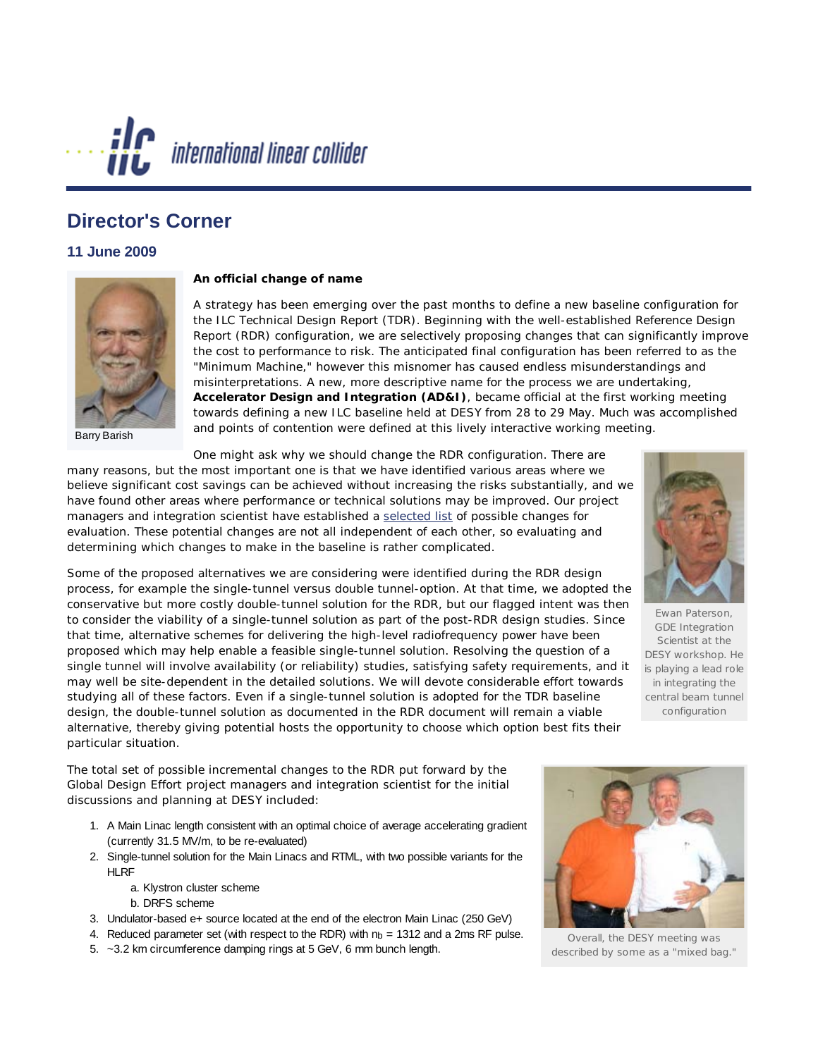# Director's Corner

## 11 June 2009

Barry Barish

**An official change of name**

A strategy has been emerging over the past months to define a new baseline configuration for the ILC Technical Design Report (TDR). Beginning with the well-established Reference Design Report (RDR) configuration, we are selectively proposing changes that can significantly improve the cost to performance to risk. The anticipated final configuration has been referred to as the "Minimum Machine," however this misnomer has caused endless misunderstandings and misinterpretations. A new, more descriptive name for the process we are undertaking, **Accelerator Design and Integration (AD&I)**, became official at the first working meeting towards defining a new ILC baseline held at DESY from 28 to 29 May. Much was accomplished and points of contention were defined at this lively interactive working meeting.

One might ask why we should change the RDR configuration. There are many reasons, but the most important one is that we have identified various areas where we believe significant cost savings can be achieved without increasing the risks substantially, and we have found other areas where performance or technical solutions may be improved. Our project managers and integration scientist have established a selected list of possible changes for evaluation. These potential changes are not all independent of each other, so evaluating and determining which changes to make in the baseline is rather complicated.

Ewan Paterson, GDE Integration Scientist at the DESY workshop. He is playing a lead role in integrating the central beam tunnel configuration

Some of the proposed alternatives we are considering were identified during the RDR design process, for example the single-tunnel versus double tunnel-option. At that time, we adopted the conservative but more costly double-tunnel solution for the RDR, but our flagged intent was then to consider the viability of a single-tunnel solution as part of the post-RDR design studies. Since that time, alternative schemes for delivering the high-level radiofrequency power have been proposed which may help enable a feasible single-tunnel solution. Resolving the question of a single tunnel will involve availability (or reliability) studies, satisfying safety requirements, and it may well be site-dependent in the detailed solutions. We will devote considerable effort towards studying all of these factors. Even if a single-tunnel solution is adopted for the TDR baseline design, the double-tunnel solution as documented in the RDR document will remain a viable alternative, thereby giving potential hosts the opportunity to choose which option best fits their particular situation.

The total set of possible incremental changes to the RDR put forward by the Global Design Effort project managers and integration scientist for the initial discussions and planning at DESY included:

1. A Main Linac length consistent with an optimal choice of average accelerating gradient (currently 31.5 MV/m, to be re-evaluated)
2. Single-tunnel solution for the Main Linacs and RTML, with two possible variants for the HLRF
   a. Klystron cluster scheme
   b. DRFS scheme
3. Undulator-based e+ source located at the end of the electron Main Linac (250 GeV)
4. Reduced parameter set (with respect to the RDR) with $n_b$ = 1312 and a 2ms RF pulse.
5. ~3.2 km circumference damping rings at 5 GeV, 6 mm bunch length.

Overall, the DESY meeting was described by some as a "mixed bag."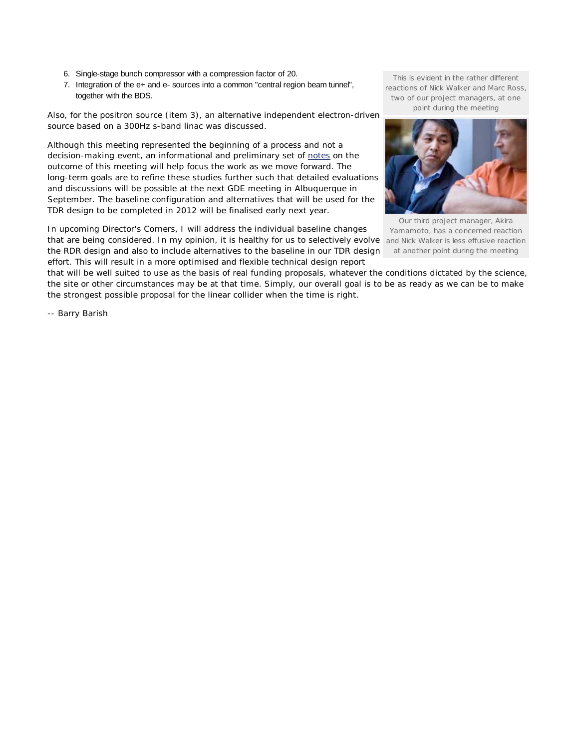6. Single-stage bunch compressor with a compression factor of 20.
7. Integration of the e+ and e- sources into a common "central region beam tunnel", together with the BDS.

This is evident in the rather different reactions of Nick Walker and Marc Ross, two of our project managers, at one point during the meeting

Also, for the positron source (item 3), an alternative independent electron-driven source based on a 300Hz s-band linac was discussed.

Although this meeting represented the beginning of a process and not a decision-making event, an informational and preliminary set of notes on the outcome of this meeting will help focus the work as we move forward. The long-term goals are to refine these studies further such that detailed evaluations and discussions will be possible at the next GDE meeting in Albuquerque in September. The baseline configuration and alternatives that will be used for the TDR design to be completed in 2012 will be finalised early next year.

Our third project manager, Akira Yamamoto, has a concerned reaction and Nick Walker is less effusive reaction at another point during the meeting

In upcoming Director's Corners, I will address the individual baseline changes that are being considered. In my opinion, it is healthy for us to selectively evolve the RDR design and also to include alternatives to the baseline in our TDR design effort. This will result in a more optimised and flexible technical design report that will be well suited to use as the basis of real funding proposals, whatever the conditions dictated by the science, the site or other circumstances may be at that time. Simply, our overall goal is to be as ready as we can be to make the strongest possible proposal for the linear collider when the time is right.

-- Barry Barish